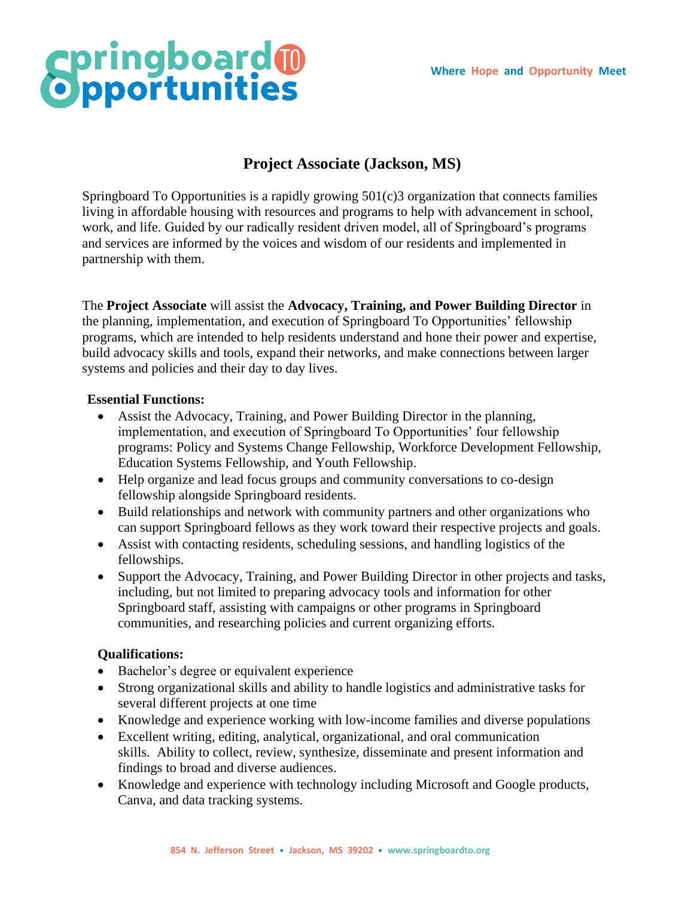Springboard To Opportunities

Where Hope and Opportunity Meet

# Project Associate (Jackson, MS)

Springboard To Opportunities is a rapidly growing 501(c)3 organization that connects families living in affordable housing with resources and programs to help with advancement in school, work, and life. Guided by our radically resident driven model, all of Springboard's programs and services are informed by the voices and wisdom of our residents and implemented in partnership with them.

The **Project Associate** will assist the **Advocacy, Training, and Power Building Director** in the planning, implementation, and execution of Springboard To Opportunities' fellowship programs, which are intended to help residents understand and hone their power and expertise, build advocacy skills and tools, expand their networks, and make connections between larger systems and policies and their day to day lives.

**Essential Functions:**

- Assist the Advocacy, Training, and Power Building Director in the planning, implementation, and execution of Springboard To Opportunities' four fellowship programs: Policy and Systems Change Fellowship, Workforce Development Fellowship, Education Systems Fellowship, and Youth Fellowship.
- Help organize and lead focus groups and community conversations to co-design fellowship alongside Springboard residents.
- Build relationships and network with community partners and other organizations who can support Springboard fellows as they work toward their respective projects and goals.
- Assist with contacting residents, scheduling sessions, and handling logistics of the fellowships.
- Support the Advocacy, Training, and Power Building Director in other projects and tasks, including, but not limited to preparing advocacy tools and information for other Springboard staff, assisting with campaigns or other programs in Springboard communities, and researching policies and current organizing efforts.

**Qualifications:**

- Bachelor's degree or equivalent experience
- Strong organizational skills and ability to handle logistics and administrative tasks for several different projects at one time
- Knowledge and experience working with low-income families and diverse populations
- Excellent writing, editing, analytical, organizational, and oral communication skills. Ability to collect, review, synthesize, disseminate and present information and findings to broad and diverse audiences.
- Knowledge and experience with technology including Microsoft and Google products, Canva, and data tracking systems.

854 N. Jefferson Street • Jackson, MS 39202 • www.springboardto.org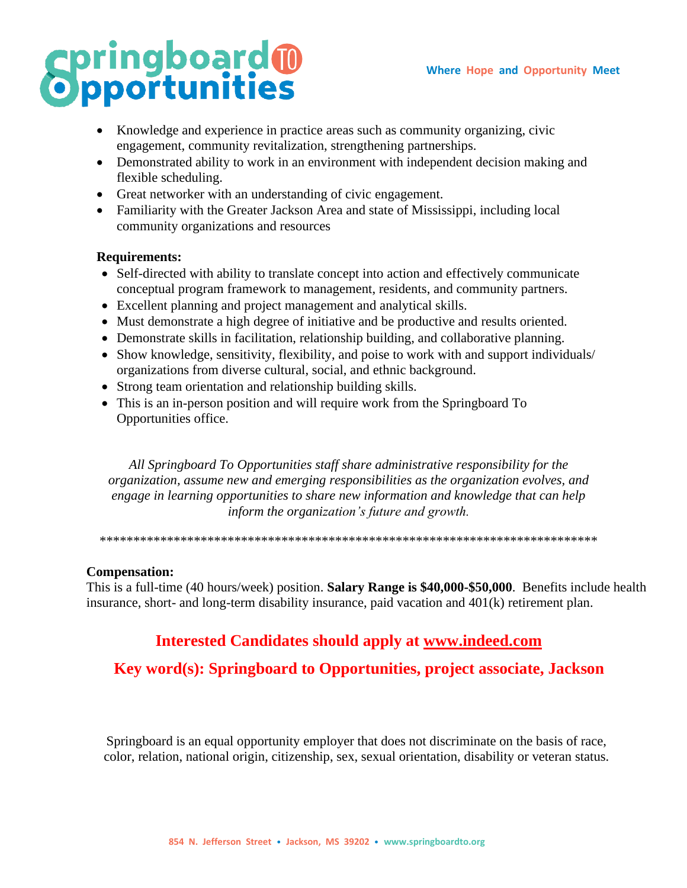- Knowledge and experience in practice areas such as community organizing, civic engagement, community revitalization, strengthening partnerships.
- Demonstrated ability to work in an environment with independent decision making and flexible scheduling.
- Great networker with an understanding of civic engagement.
- Familiarity with the Greater Jackson Area and state of Mississippi, including local community organizations and resources

**Requirements:**

- Self-directed with ability to translate concept into action and effectively communicate conceptual program framework to management, residents, and community partners.
- Excellent planning and project management and analytical skills.
- Must demonstrate a high degree of initiative and be productive and results oriented.
- Demonstrate skills in facilitation, relationship building, and collaborative planning.
- Show knowledge, sensitivity, flexibility, and poise to work with and support individuals/ organizations from diverse cultural, social, and ethnic background.
- Strong team orientation and relationship building skills.
- This is an in-person position and will require work from the Springboard To Opportunities office.

*All Springboard To Opportunities staff share administrative responsibility for the organization, assume new and emerging responsibilities as the organization evolves, and engage in learning opportunities to share new information and knowledge that can help inform the organization's future and growth.*

**************************************************************************

**Compensation:**
This is a full-time (40 hours/week) position. **Salary Range is $40,000-$50,000**. Benefits include health insurance, short- and long-term disability insurance, paid vacation and 401(k) retirement plan.

**Interested Candidates should apply at www.indeed.com**

**Key word(s): Springboard to Opportunities, project associate, Jackson**

Springboard is an equal opportunity employer that does not discriminate on the basis of race, color, relation, national origin, citizenship, sex, sexual orientation, disability or veteran status.